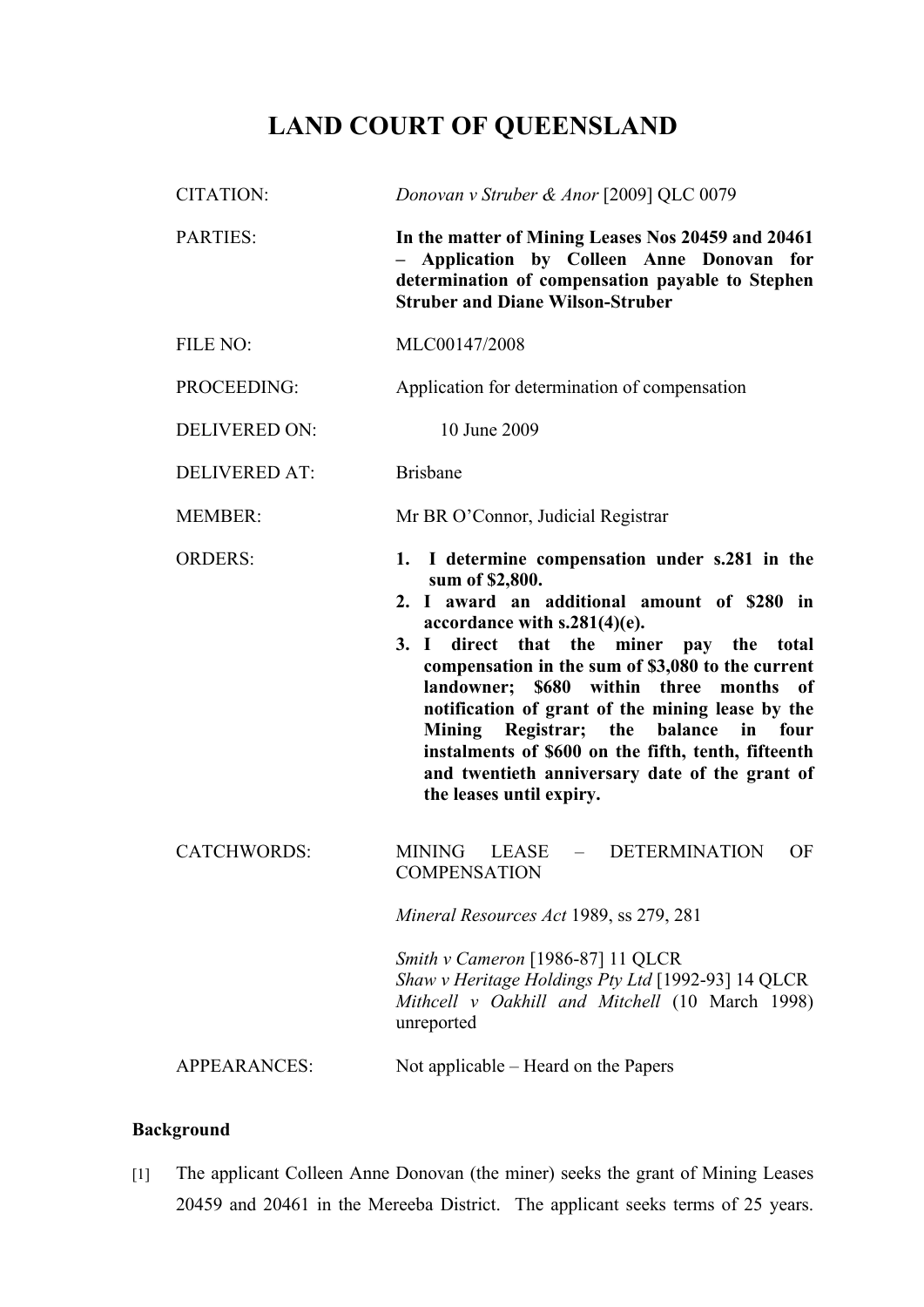# LAND COURT OF QUEENSLAND

| | |
|---|---|
| CITATION: | *Donovan v Struber & Anor* [2009] QLC 0079 |
| PARTIES: | **In the matter of Mining Leases Nos 20459 and 20461 – Application by Colleen Anne Donovan for determination of compensation payable to Stephen Struber and Diane Wilson-Struber** |
| FILE NO: | MLC00147/2008 |
| PROCEEDING: | Application for determination of compensation |
| DELIVERED ON: | 10 June 2009 |
| DELIVERED AT: | Brisbane |
| MEMBER: | Mr BR O'Connor, Judicial Registrar |
| ORDERS: | **1. I determine compensation under s.281 in the sum of $2,800.** <br> **2. I award an additional amount of $280 in accordance with s.281(4)(e).** <br> **3. I direct that the miner pay the total compensation in the sum of $3,080 to the current landowner; $680 within three months of notification of grant of the mining lease by the Mining Registrar; the balance in four instalments of $600 on the fifth, tenth, fifteenth and twentieth anniversary date of the grant of the leases until expiry.** |
| CATCHWORDS: | MINING LEASE – DETERMINATION OF COMPENSATION <br><br> *Mineral Resources Act* 1989, ss 279, 281 <br><br> *Smith v Cameron* [1986-87] 11 QLCR <br> *Shaw v Heritage Holdings Pty Ltd* [1992-93] 14 QLCR <br> *Mithcell v Oakhill and Mitchell* (10 March 1998) unreported |
| APPEARANCES: | Not applicable – Heard on the Papers |

## Background

[1] The applicant Colleen Anne Donovan (the miner) seeks the grant of Mining Leases 20459 and 20461 in the Mereeba District. The applicant seeks terms of 25 years.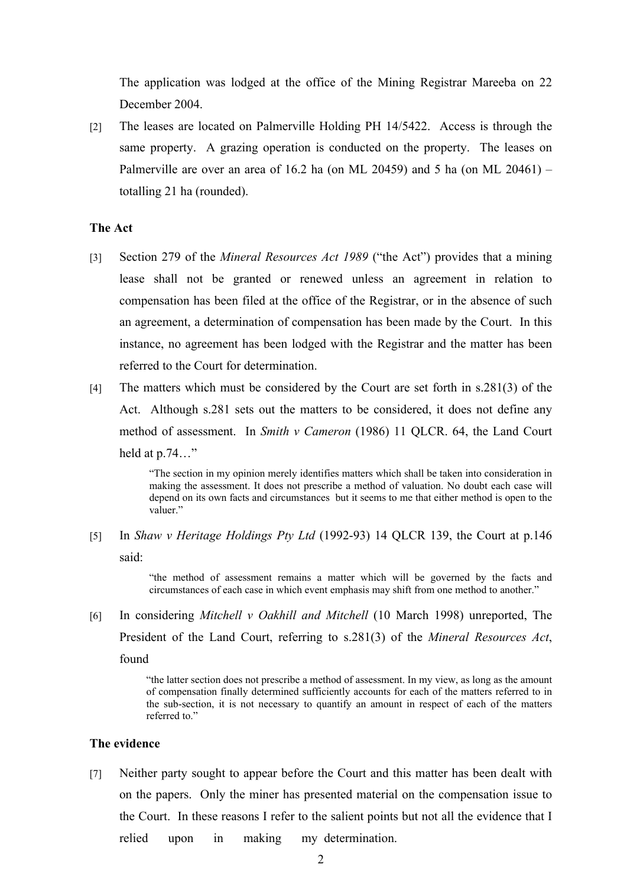The application was lodged at the office of the Mining Registrar Mareeba on 22 December 2004.

[2] The leases are located on Palmerville Holding PH 14/5422. Access is through the same property. A grazing operation is conducted on the property. The leases on Palmerville are over an area of 16.2 ha (on ML 20459) and 5 ha (on ML 20461) – totalling 21 ha (rounded).

### The Act

[3] Section 279 of the *Mineral Resources Act 1989* ("the Act") provides that a mining lease shall not be granted or renewed unless an agreement in relation to compensation has been filed at the office of the Registrar, or in the absence of such an agreement, a determination of compensation has been made by the Court. In this instance, no agreement has been lodged with the Registrar and the matter has been referred to the Court for determination.

[4] The matters which must be considered by the Court are set forth in s.281(3) of the Act. Although s.281 sets out the matters to be considered, it does not define any method of assessment. In *Smith v Cameron* (1986) 11 QLCR. 64, the Land Court held at p.74…"

> "The section in my opinion merely identifies matters which shall be taken into consideration in making the assessment. It does not prescribe a method of valuation. No doubt each case will depend on its own facts and circumstances but it seems to me that either method is open to the valuer."

[5] In *Shaw v Heritage Holdings Pty Ltd* (1992-93) 14 QLCR 139, the Court at p.146 said:

> "the method of assessment remains a matter which will be governed by the facts and circumstances of each case in which event emphasis may shift from one method to another."

[6] In considering *Mitchell v Oakhill and Mitchell* (10 March 1998) unreported, The President of the Land Court, referring to s.281(3) of the *Mineral Resources Act*, found

> "the latter section does not prescribe a method of assessment. In my view, as long as the amount of compensation finally determined sufficiently accounts for each of the matters referred to in the sub-section, it is not necessary to quantify an amount in respect of each of the matters referred to."

### The evidence

[7] Neither party sought to appear before the Court and this matter has been dealt with on the papers. Only the miner has presented material on the compensation issue to the Court. In these reasons I refer to the salient points but not all the evidence that I relied upon in making my determination.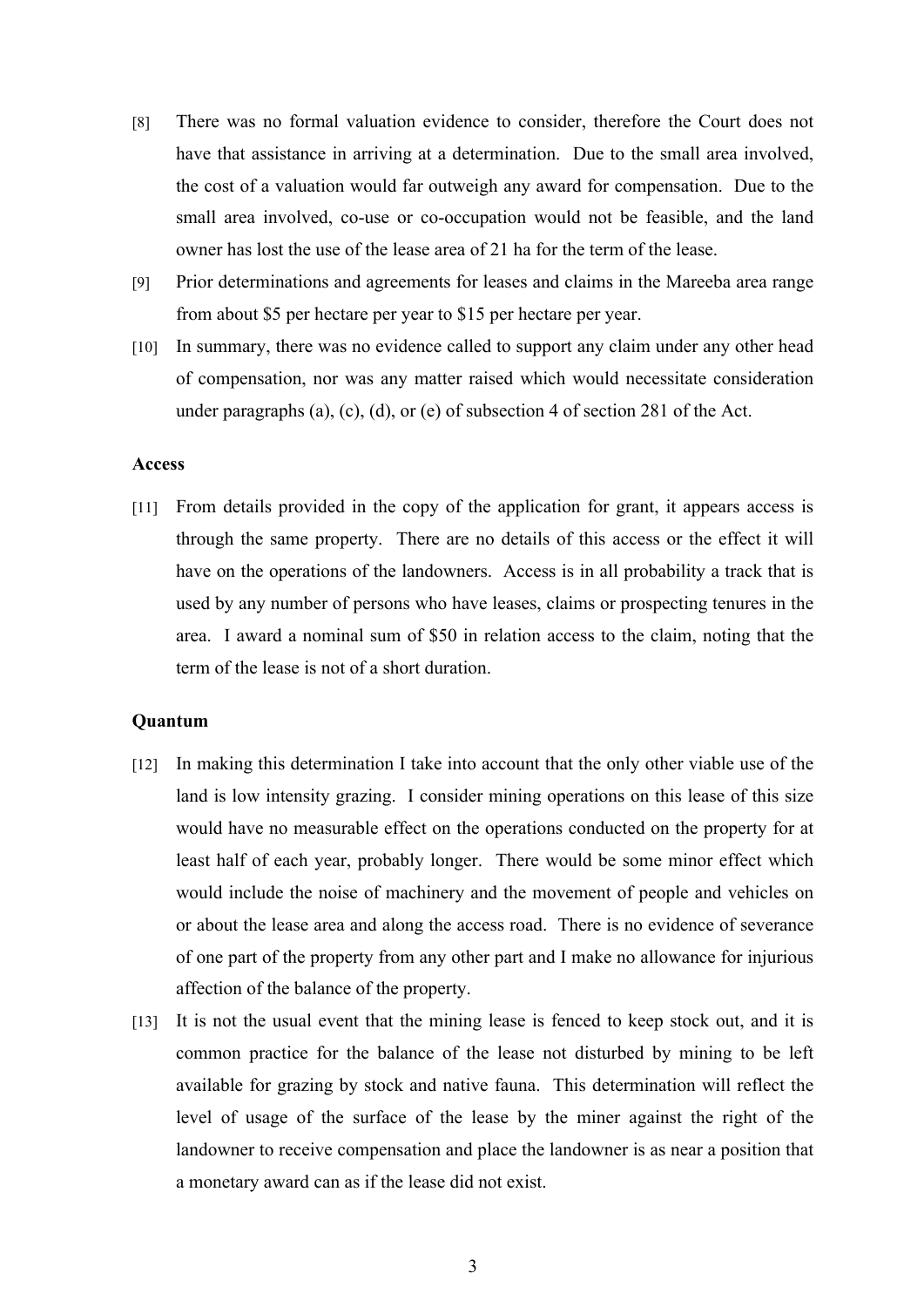[8] There was no formal valuation evidence to consider, therefore the Court does not have that assistance in arriving at a determination. Due to the small area involved, the cost of a valuation would far outweigh any award for compensation. Due to the small area involved, co-use or co-occupation would not be feasible, and the land owner has lost the use of the lease area of 21 ha for the term of the lease.

[9] Prior determinations and agreements for leases and claims in the Mareeba area range from about $5 per hectare per year to $15 per hectare per year.

[10] In summary, there was no evidence called to support any claim under any other head of compensation, nor was any matter raised which would necessitate consideration under paragraphs (a), (c), (d), or (e) of subsection 4 of section 281 of the Act.

**Access**

[11] From details provided in the copy of the application for grant, it appears access is through the same property. There are no details of this access or the effect it will have on the operations of the landowners. Access is in all probability a track that is used by any number of persons who have leases, claims or prospecting tenures in the area. I award a nominal sum of $50 in relation access to the claim, noting that the term of the lease is not of a short duration.

**Quantum**

[12] In making this determination I take into account that the only other viable use of the land is low intensity grazing. I consider mining operations on this lease of this size would have no measurable effect on the operations conducted on the property for at least half of each year, probably longer. There would be some minor effect which would include the noise of machinery and the movement of people and vehicles on or about the lease area and along the access road. There is no evidence of severance of one part of the property from any other part and I make no allowance for injurious affection of the balance of the property.

[13] It is not the usual event that the mining lease is fenced to keep stock out, and it is common practice for the balance of the lease not disturbed by mining to be left available for grazing by stock and native fauna. This determination will reflect the level of usage of the surface of the lease by the miner against the right of the landowner to receive compensation and place the landowner is as near a position that a monetary award can as if the lease did not exist.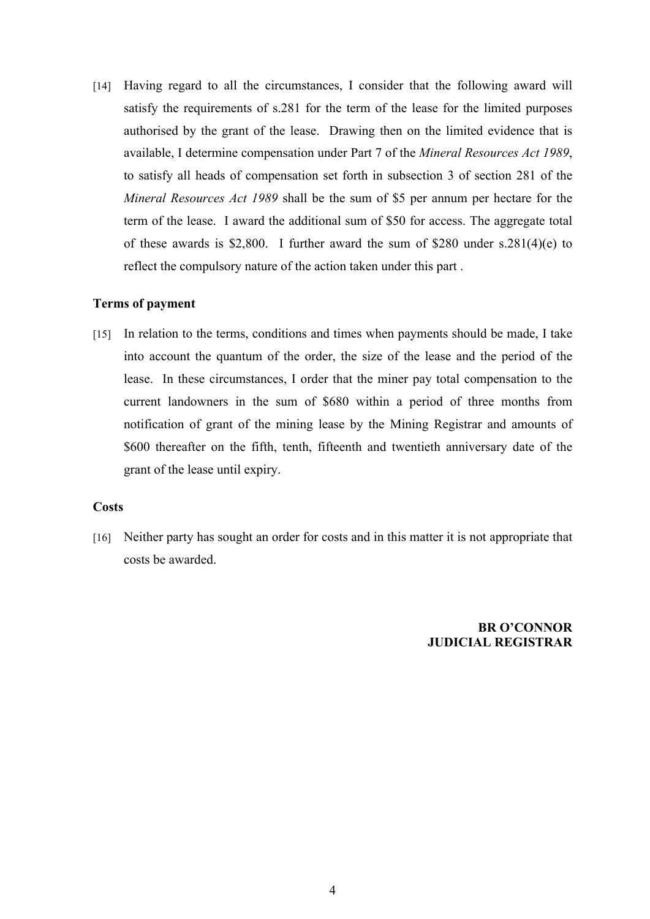[14] Having regard to all the circumstances, I consider that the following award will satisfy the requirements of s.281 for the term of the lease for the limited purposes authorised by the grant of the lease. Drawing then on the limited evidence that is available, I determine compensation under Part 7 of the *Mineral Resources Act 1989*, to satisfy all heads of compensation set forth in subsection 3 of section 281 of the *Mineral Resources Act 1989* shall be the sum of $5 per annum per hectare for the term of the lease. I award the additional sum of $50 for access. The aggregate total of these awards is $2,800. I further award the sum of $280 under s.281(4)(e) to reflect the compulsory nature of the action taken under this part .

### Terms of payment

[15] In relation to the terms, conditions and times when payments should be made, I take into account the quantum of the order, the size of the lease and the period of the lease. In these circumstances, I order that the miner pay total compensation to the current landowners in the sum of $680 within a period of three months from notification of grant of the mining lease by the Mining Registrar and amounts of $600 thereafter on the fifth, tenth, fifteenth and twentieth anniversary date of the grant of the lease until expiry.

### Costs

[16] Neither party has sought an order for costs and in this matter it is not appropriate that costs be awarded.

**BR O'CONNOR**
**JUDICIAL REGISTRAR**